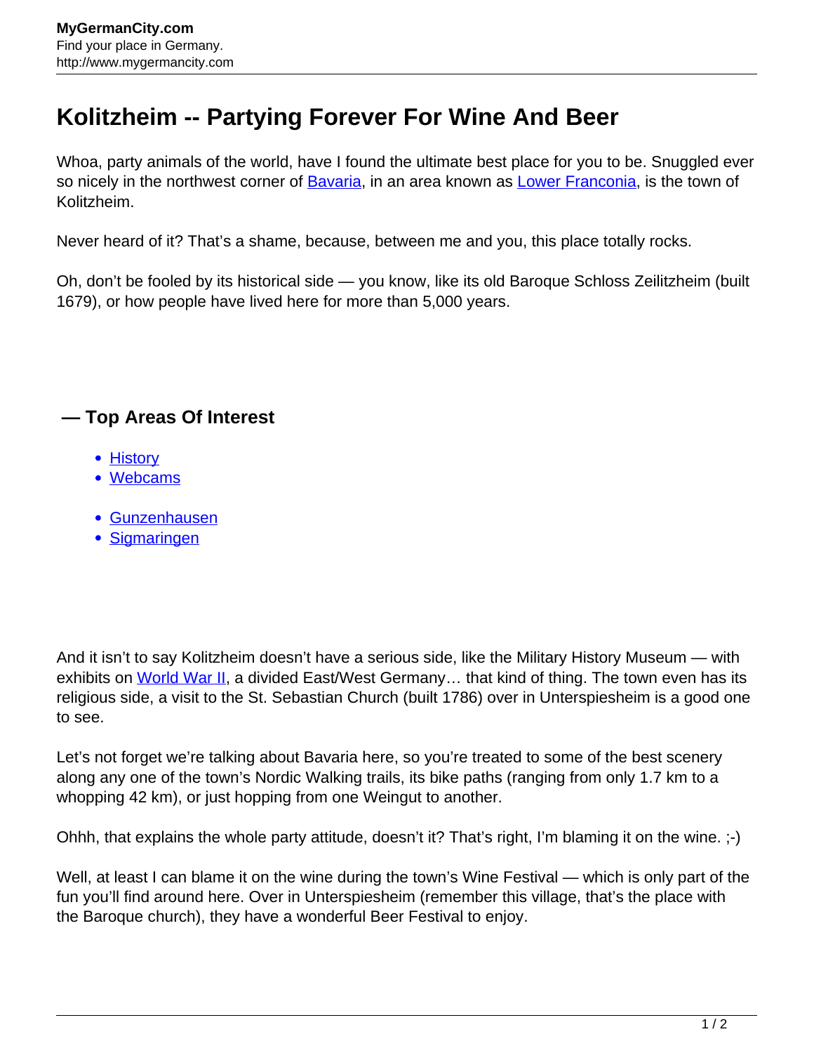# Kolitzheim -- Partying Forever For Wine And Beer

Whoa, party animals of the world, have I found the ultimate best place for you to be. Snuggled ever so nicely in the northwest corner of Bavaria, in an area known as Lower Franconia, is the town of Kolitzheim.

Never heard of it? That's a shame, because, between me and you, this place totally rocks.

Oh, don't be fooled by its historical side — you know, like its old Baroque Schloss Zeilitzheim (built 1679), or how people have lived here for more than 5,000 years.

## — Top Areas Of Interest

- History
- Webcams

- Gunzenhausen
- Sigmaringen

And it isn't to say Kolitzheim doesn't have a serious side, like the Military History Museum — with exhibits on World War II, a divided East/West Germany… that kind of thing. The town even has its religious side, a visit to the St. Sebastian Church (built 1786) over in Unterspiesheim is a good one to see.

Let's not forget we're talking about Bavaria here, so you're treated to some of the best scenery along any one of the town's Nordic Walking trails, its bike paths (ranging from only 1.7 km to a whopping 42 km), or just hopping from one Weingut to another.

Ohhh, that explains the whole party attitude, doesn't it? That's right, I'm blaming it on the wine. ;-)

Well, at least I can blame it on the wine during the town's Wine Festival — which is only part of the fun you'll find around here. Over in Unterspiesheim (remember this village, that's the place with the Baroque church), they have a wonderful Beer Festival to enjoy.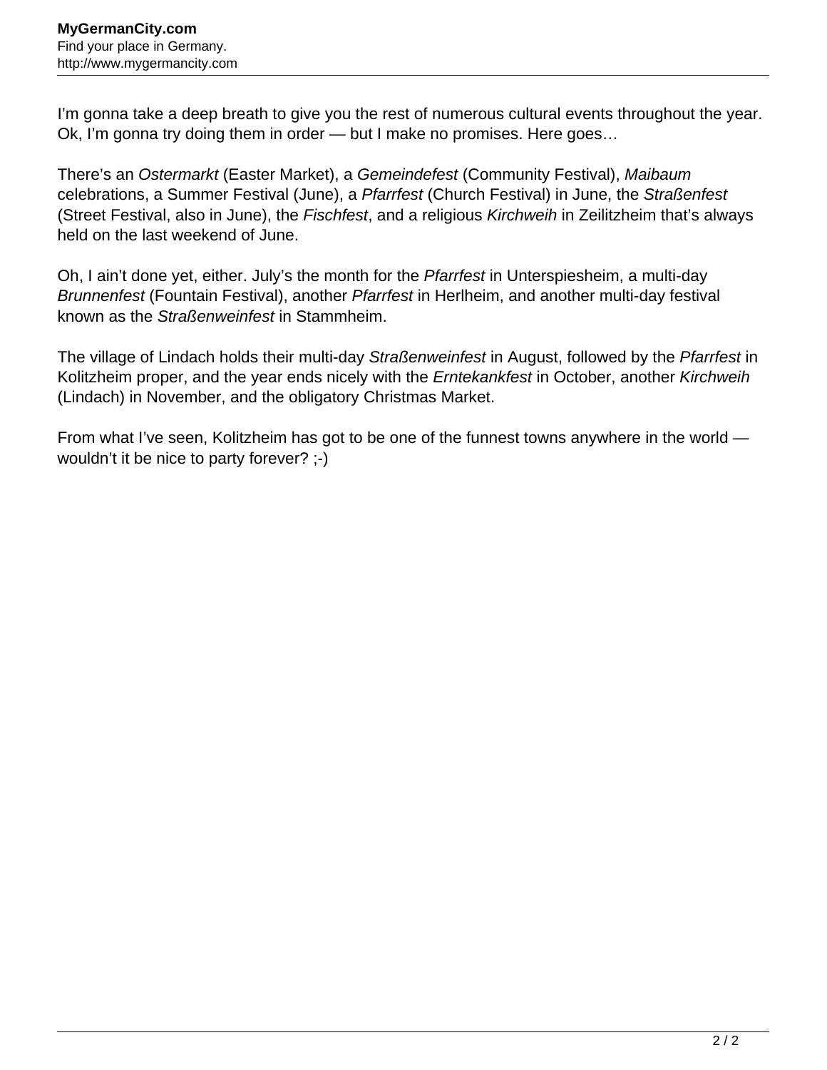I'm gonna take a deep breath to give you the rest of numerous cultural events throughout the year. Ok, I'm gonna try doing them in order — but I make no promises. Here goes…

There's an *Ostermarkt* (Easter Market), a *Gemeindefest* (Community Festival), *Maibaum* celebrations, a Summer Festival (June), a *Pfarrfest* (Church Festival) in June, the *Straßenfest* (Street Festival, also in June), the *Fischfest*, and a religious *Kirchweih* in Zeilitzheim that's always held on the last weekend of June.

Oh, I ain't done yet, either. July's the month for the *Pfarrfest* in Unterspiesheim, a multi-day *Brunnenfest* (Fountain Festival), another *Pfarrfest* in Herlheim, and another multi-day festival known as the *Straßenweinfest* in Stammheim.

The village of Lindach holds their multi-day *Straßenweinfest* in August, followed by the *Pfarrfest* in Kolitzheim proper, and the year ends nicely with the *Erntekankfest* in October, another *Kirchweih* (Lindach) in November, and the obligatory Christmas Market.

From what I've seen, Kolitzheim has got to be one of the funnest towns anywhere in the world — wouldn't it be nice to party forever? ;-)